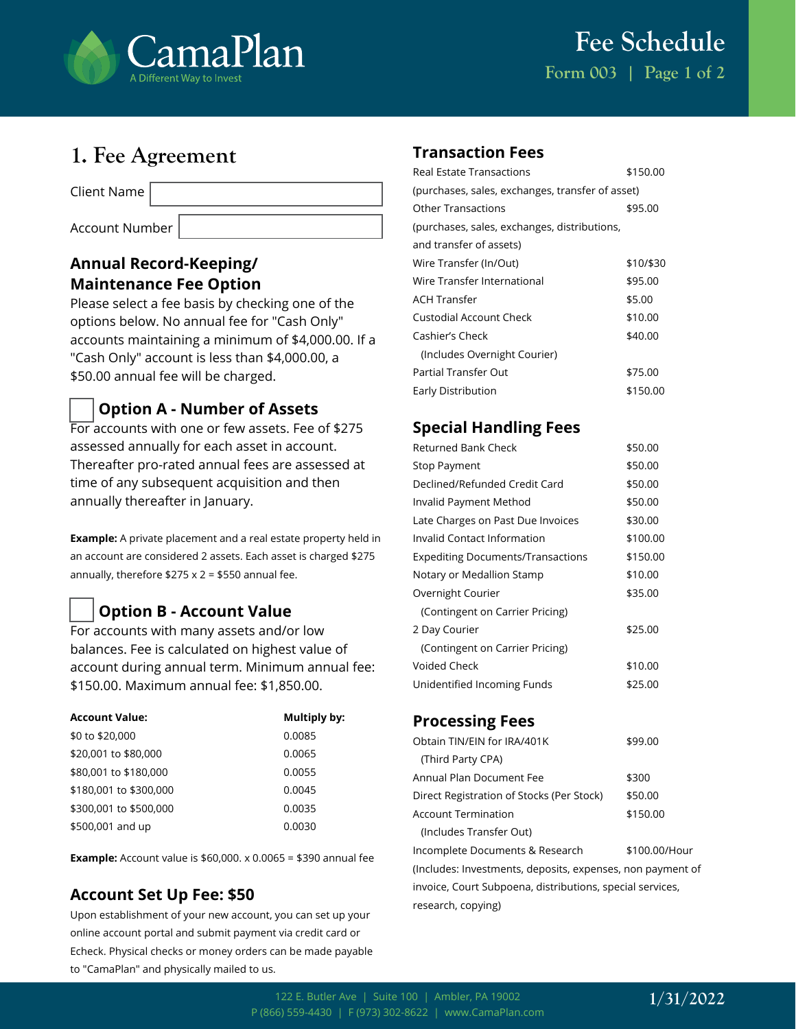# Fee Schedule

Form 003

## 1. Fee Agreement

Client Name

Account Number

### Annual Record-Keeping/ Maintenance Fee Option

Please select a fee basis by checking one of the options below. No annual fee for "Cash Only" accounts maintaining a minimum of $4,000.00. If a "Cash Only" account is less than $4,000.00, a $50.00 annual fee will be charged.

### ☐ Option A - Number of Assets

For accounts with one or few assets. Fee of $275 assessed annually for each asset in account. Thereafter pro-rated annual fees are assessed at time of any subsequent acquisition and then annually thereafter in January.

**Example:** A private placement and a real estate property held in an account are considered 2 assets. Each asset is charged $275 annually, therefore $275 x 2 = $550 annual fee.

### ☐ Option B - Account Value

For accounts with many assets and/or low balances. Fee is calculated on highest value of account during annual term. Minimum annual fee: $150.00. Maximum annual fee: $1,850.00.

| Account Value: | Multiply by: |
|---|---|
| $0 to $20,000 | 0.0085 |
| $20,001 to $80,000 | 0.0065 |
| $80,001 to $180,000 | 0.0055 |
| $180,001 to $300,000 | 0.0045 |
| $300,001 to $500,000 | 0.0035 |
| $500,001 and up | 0.0030 |

**Example:** Account value is $60,000. x 0.0065 = $390 annual fee

### Account Set Up Fee: $50

Upon establishment of your new account, you can set up your online account portal and submit payment via credit card or Echeck. Physical checks or money orders can be made payable to "CamaPlan" and physically mailed to us.

### Transaction Fees

| | |
|---|---|
| Real Estate Transactions (purchases, sales, exchanges, transfer of asset) | $150.00 |
| Other Transactions (purchases, sales, exchanges, distributions, and transfer of assets) | $95.00 |
| Wire Transfer (In/Out) | $10/$30 |
| Wire Transfer International | $95.00 |
| ACH Transfer | $5.00 |
| Custodial Account Check | $10.00 |
| Cashier's Check (Includes Overnight Courier) | $40.00 |
| Partial Transfer Out | $75.00 |
| Early Distribution | $150.00 |

### Special Handling Fees

| | |
|---|---|
| Returned Bank Check | $50.00 |
| Stop Payment | $50.00 |
| Declined/Refunded Credit Card | $50.00 |
| Invalid Payment Method | $50.00 |
| Late Charges on Past Due Invoices | $30.00 |
| Invalid Contact Information | $100.00 |
| Expediting Documents/Transactions | $150.00 |
| Notary or Medallion Stamp | $10.00 |
| Overnight Courier (Contingent on Carrier Pricing) | $35.00 |
| 2 Day Courier (Contingent on Carrier Pricing) | $25.00 |
| Voided Check | $10.00 |
| Unidentified Incoming Funds | $25.00 |

### Processing Fees

| | |
|---|---|
| Obtain TIN/EIN for IRA/401K (Third Party CPA) | $99.00 |
| Annual Plan Document Fee | $300 |
| Direct Registration of Stocks (Per Stock) | $50.00 |
| Account Termination (Includes Transfer Out) | $150.00 |
| Incomplete Documents & Research | $100.00/Hour |

(Includes: Investments, deposits, expenses, non payment of invoice, Court Subpoena, distributions, special services, research, copying)

122 E. Butler Ave | Suite 100 | Ambler, PA 19002
P (866) 559-4430 | F (973) 302-8622 | www.CamaPlan.com

1/31/2022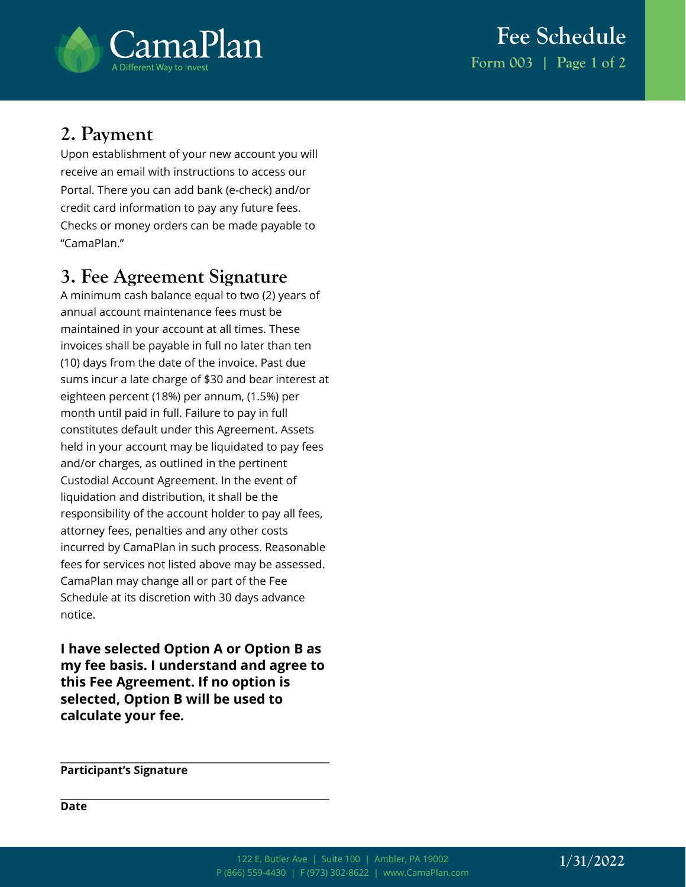## 2. Payment

Upon establishment of your new account you will receive an email with instructions to access our Portal. There you can add bank (e-check) and/or credit card information to pay any future fees. Checks or money orders can be made payable to "CamaPlan."

## 3. Fee Agreement Signature

A minimum cash balance equal to two (2) years of annual account maintenance fees must be maintained in your account at all times. These invoices shall be payable in full no later than ten (10) days from the date of the invoice. Past due sums incur a late charge of $30 and bear interest at eighteen percent (18%) per annum, (1.5%) per month until paid in full. Failure to pay in full constitutes default under this Agreement. Assets held in your account may be liquidated to pay fees and/or charges, as outlined in the pertinent Custodial Account Agreement. In the event of liquidation and distribution, it shall be the responsibility of the account holder to pay all fees, attorney fees, penalties and any other costs incurred by CamaPlan in such process. Reasonable fees for services not listed above may be assessed. CamaPlan may change all or part of the Fee Schedule at its discretion with 30 days advance notice.

**I have selected Option A or Option B as my fee basis. I understand and agree to this Fee Agreement. If no option is selected, Option B will be used to calculate your fee.**

______________________________

**Participant's Signature**

______________________________

**Date**

122 E. Butler Ave | Suite 100 | Ambler, PA 19002
P (866) 559-4430 | F (973) 302-8622 | www.CamaPlan.com

1/31/2022